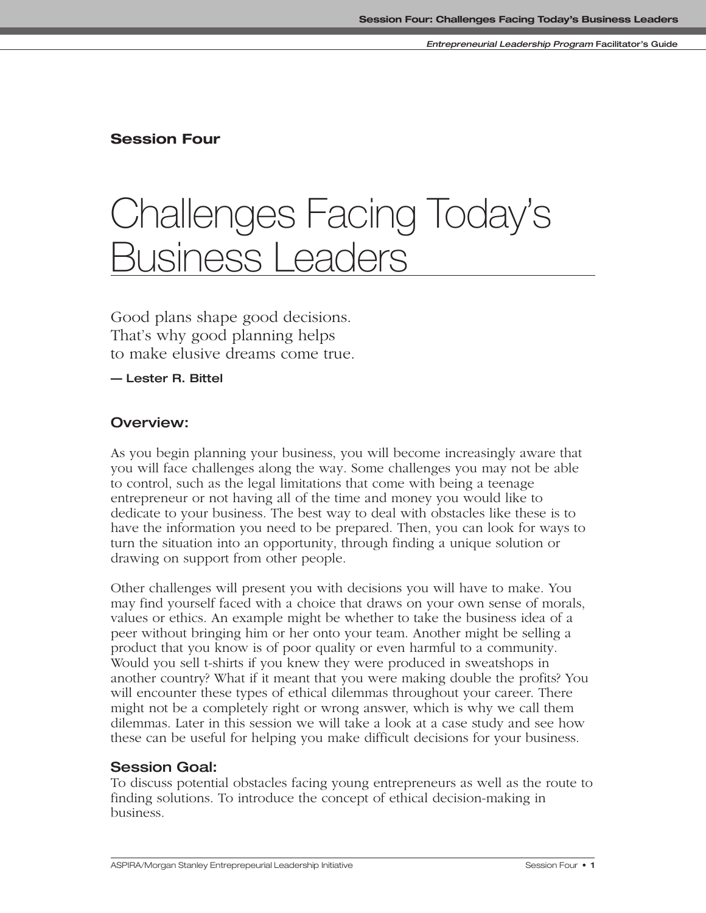**Session Four**

# Challenges Facing Today's Business Leaders

Good plans shape good decisions.
That's why good planning helps
to make elusive dreams come true.

**— Lester R. Bittel**

## Overview:

As you begin planning your business, you will become increasingly aware that you will face challenges along the way. Some challenges you may not be able to control, such as the legal limitations that come with being a teenage entrepreneur or not having all of the time and money you would like to dedicate to your business. The best way to deal with obstacles like these is to have the information you need to be prepared. Then, you can look for ways to turn the situation into an opportunity, through finding a unique solution or drawing on support from other people.

Other challenges will present you with decisions you will have to make. You may find yourself faced with a choice that draws on your own sense of morals, values or ethics. An example might be whether to take the business idea of a peer without bringing him or her onto your team. Another might be selling a product that you know is of poor quality or even harmful to a community. Would you sell t-shirts if you knew they were produced in sweatshops in another country? What if it meant that you were making double the profits? You will encounter these types of ethical dilemmas throughout your career. There might not be a completely right or wrong answer, which is why we call them dilemmas. Later in this session we will take a look at a case study and see how these can be useful for helping you make difficult decisions for your business.

## Session Goal:

To discuss potential obstacles facing young entrepreneurs as well as the route to finding solutions. To introduce the concept of ethical decision-making in business.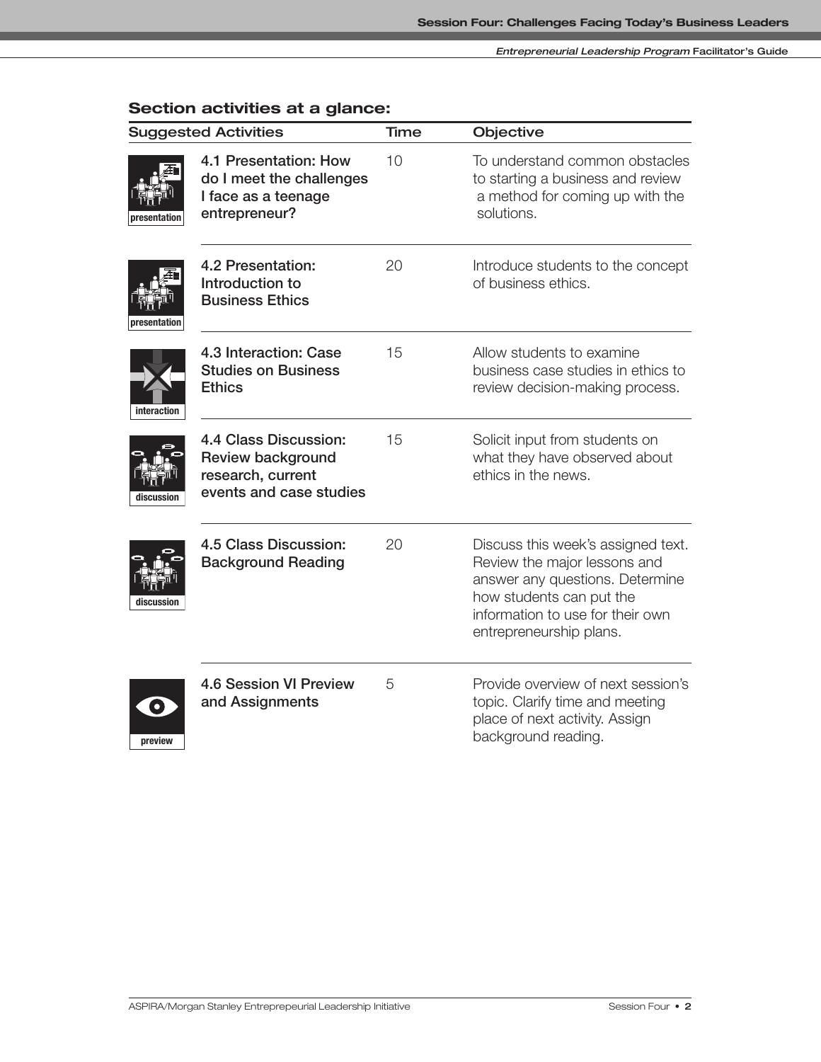## Section activities at a glance:

| Suggested Activities | | Time | Objective |
|---|---|---|---|
| presentation | 4.1 Presentation: How do I meet the challenges I face as a teenage entrepreneur? | 10 | To understand common obstacles to starting a business and review a method for coming up with the solutions. |
| presentation | 4.2 Presentation: Introduction to Business Ethics | 20 | Introduce students to the concept of business ethics. |
| interaction | 4.3 Interaction: Case Studies on Business Ethics | 15 | Allow students to examine business case studies in ethics to review decision-making process. |
| discussion | 4.4 Class Discussion: Review background research, current events and case studies | 15 | Solicit input from students on what they have observed about ethics in the news. |
| discussion | 4.5 Class Discussion: Background Reading | 20 | Discuss this week's assigned text. Review the major lessons and answer any questions. Determine how students can put the information to use for their own entrepreneurship plans. |
| preview | 4.6 Session VI Preview and Assignments | 5 | Provide overview of next session's topic. Clarify time and meeting place of next activity. Assign background reading. |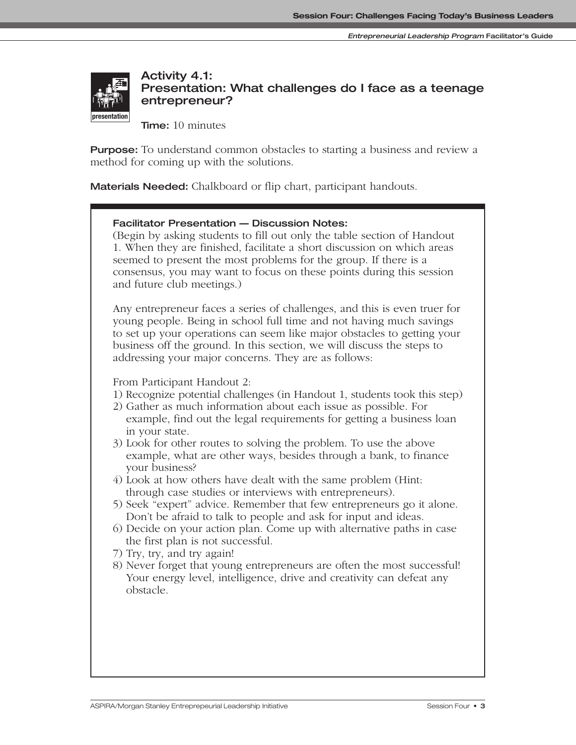## Activity 4.1:
## Presentation: What challenges do I face as a teenage entrepreneur?

**Time:** 10 minutes

**Purpose:** To understand common obstacles to starting a business and review a method for coming up with the solutions.

**Materials Needed:** Chalkboard or flip chart, participant handouts.

**Facilitator Presentation — Discussion Notes:**

(Begin by asking students to fill out only the table section of Handout 1. When they are finished, facilitate a short discussion on which areas seemed to present the most problems for the group. If there is a consensus, you may want to focus on these points during this session and future club meetings.)

Any entrepreneur faces a series of challenges, and this is even truer for young people. Being in school full time and not having much savings to set up your operations can seem like major obstacles to getting your business off the ground. In this section, we will discuss the steps to addressing your major concerns. They are as follows:

From Participant Handout 2:

1) Recognize potential challenges (in Handout 1, students took this step)
2) Gather as much information about each issue as possible. For example, find out the legal requirements for getting a business loan in your state.
3) Look for other routes to solving the problem. To use the above example, what are other ways, besides through a bank, to finance your business?
4) Look at how others have dealt with the same problem (Hint: through case studies or interviews with entrepreneurs).
5) Seek "expert" advice. Remember that few entrepreneurs go it alone. Don't be afraid to talk to people and ask for input and ideas.
6) Decide on your action plan. Come up with alternative paths in case the first plan is not successful.
7) Try, try, and try again!
8) Never forget that young entrepreneurs are often the most successful! Your energy level, intelligence, drive and creativity can defeat any obstacle.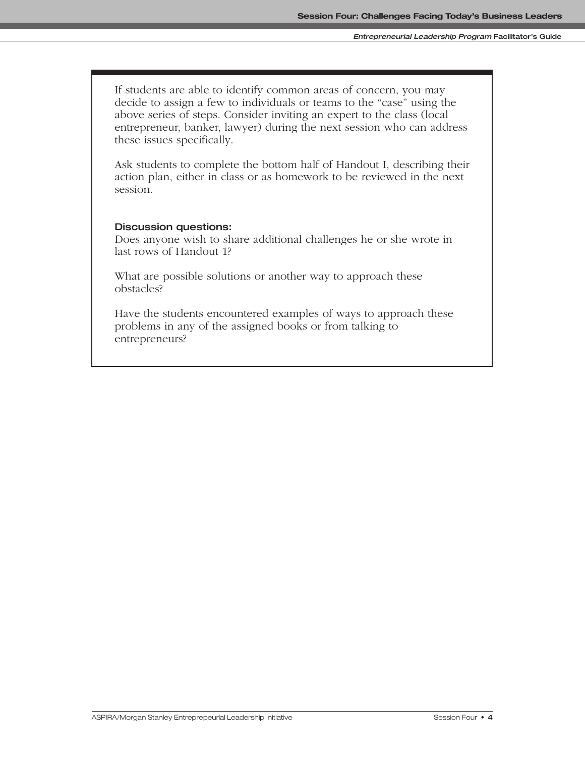If students are able to identify common areas of concern, you may decide to assign a few to individuals or teams to the "case" using the above series of steps. Consider inviting an expert to the class (local entrepreneur, banker, lawyer) during the next session who can address these issues specifically.

Ask students to complete the bottom half of Handout I, describing their action plan, either in class or as homework to be reviewed in the next session.

**Discussion questions:**

Does anyone wish to share additional challenges he or she wrote in last rows of Handout 1?

What are possible solutions or another way to approach these obstacles?

Have the students encountered examples of ways to approach these problems in any of the assigned books or from talking to entrepreneurs?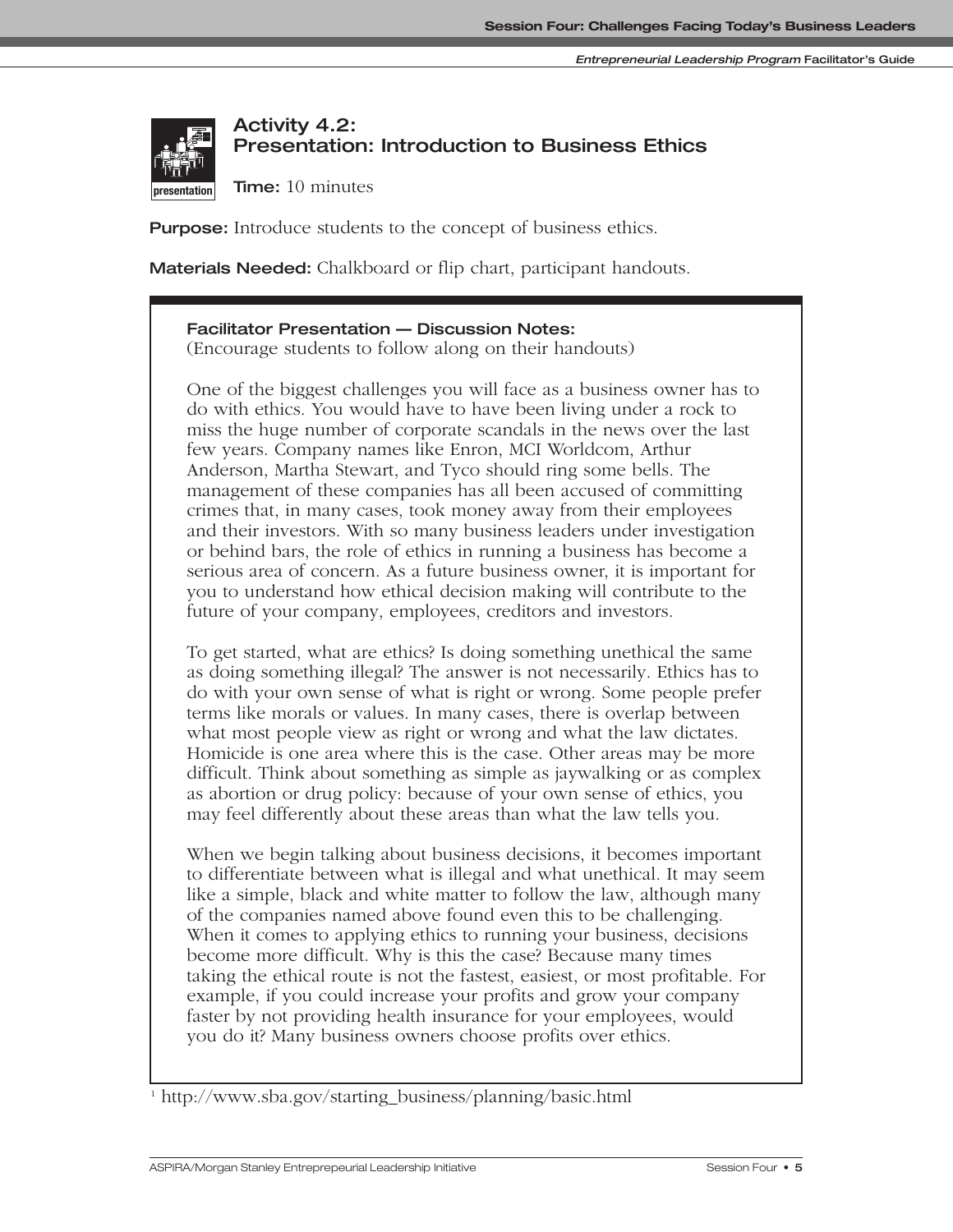## Activity 4.2: Presentation: Introduction to Business Ethics

**Time:** 10 minutes

**Purpose:** Introduce students to the concept of business ethics.

**Materials Needed:** Chalkboard or flip chart, participant handouts.

**Facilitator Presentation — Discussion Notes:**
(Encourage students to follow along on their handouts)

One of the biggest challenges you will face as a business owner has to do with ethics. You would have to have been living under a rock to miss the huge number of corporate scandals in the news over the last few years. Company names like Enron, MCI Worldcom, Arthur Anderson, Martha Stewart, and Tyco should ring some bells. The management of these companies has all been accused of committing crimes that, in many cases, took money away from their employees and their investors. With so many business leaders under investigation or behind bars, the role of ethics in running a business has become a serious area of concern. As a future business owner, it is important for you to understand how ethical decision making will contribute to the future of your company, employees, creditors and investors.

To get started, what are ethics? Is doing something unethical the same as doing something illegal? The answer is not necessarily. Ethics has to do with your own sense of what is right or wrong. Some people prefer terms like morals or values. In many cases, there is overlap between what most people view as right or wrong and what the law dictates. Homicide is one area where this is the case. Other areas may be more difficult. Think about something as simple as jaywalking or as complex as abortion or drug policy: because of your own sense of ethics, you may feel differently about these areas than what the law tells you.

When we begin talking about business decisions, it becomes important to differentiate between what is illegal and what unethical. It may seem like a simple, black and white matter to follow the law, although many of the companies named above found even this to be challenging. When it comes to applying ethics to running your business, decisions become more difficult. Why is this the case? Because many times taking the ethical route is not the fastest, easiest, or most profitable. For example, if you could increase your profits and grow your company faster by not providing health insurance for your employees, would you do it? Many business owners choose profits over ethics.

[1] http://www.sba.gov/starting_business/planning/basic.html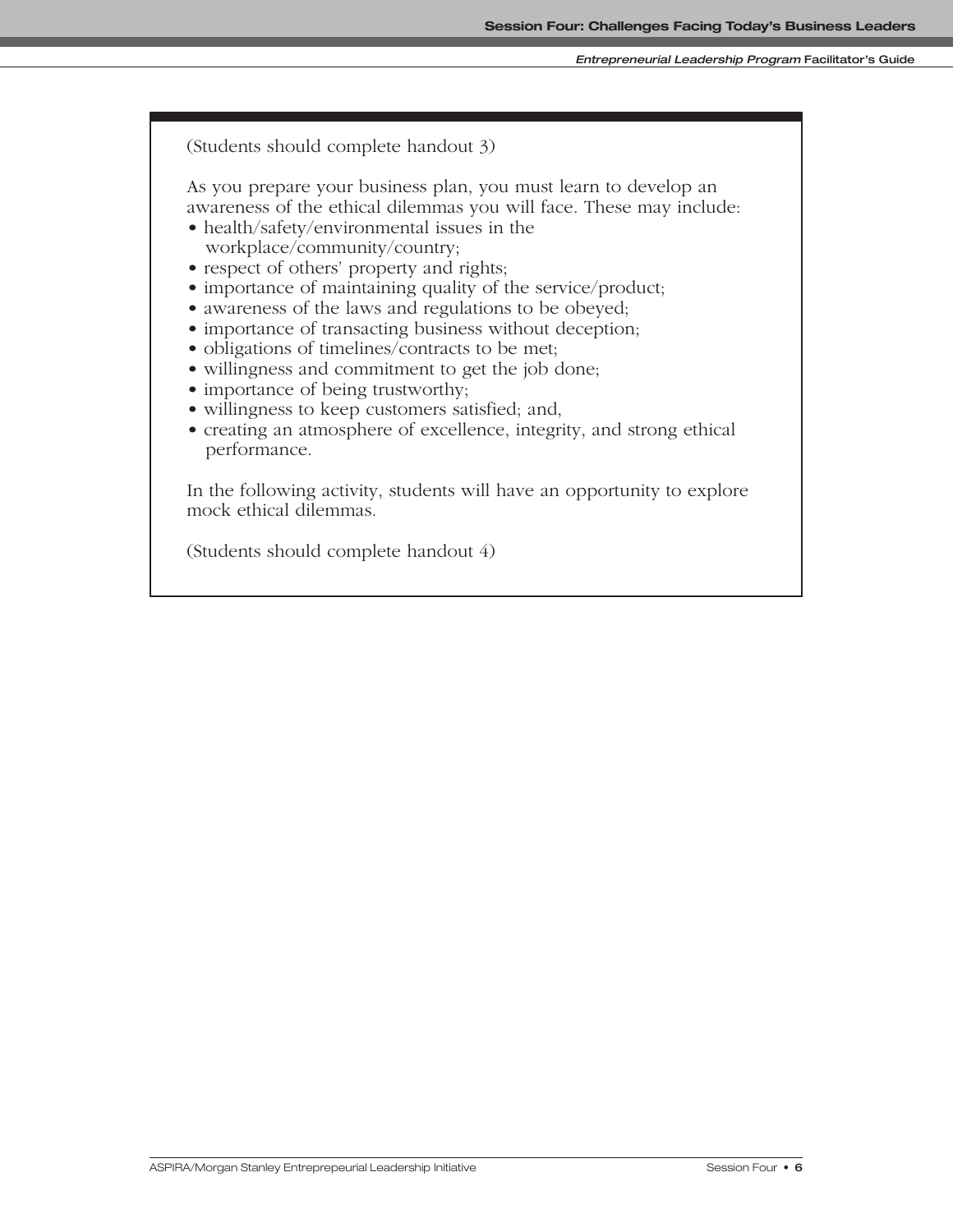(Students should complete handout 3)

As you prepare your business plan, you must learn to develop an awareness of the ethical dilemmas you will face. These may include:

- health/safety/environmental issues in the workplace/community/country;
- respect of others' property and rights;
- importance of maintaining quality of the service/product;
- awareness of the laws and regulations to be obeyed;
- importance of transacting business without deception;
- obligations of timelines/contracts to be met;
- willingness and commitment to get the job done;
- importance of being trustworthy;
- willingness to keep customers satisfied; and,
- creating an atmosphere of excellence, integrity, and strong ethical performance.

In the following activity, students will have an opportunity to explore mock ethical dilemmas.

(Students should complete handout 4)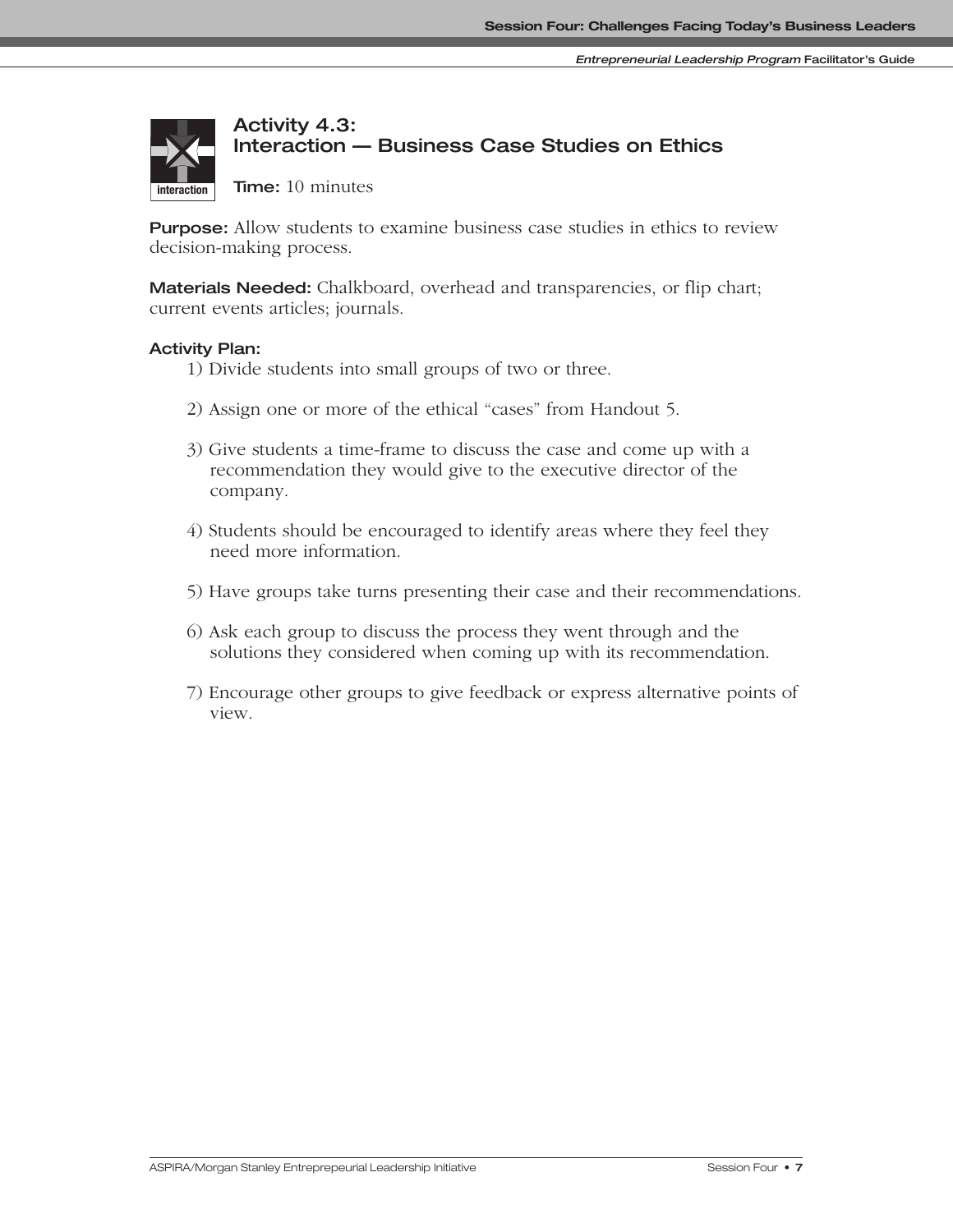## Activity 4.3: Interaction — Business Case Studies on Ethics

**Time:** 10 minutes

**Purpose:** Allow students to examine business case studies in ethics to review decision-making process.

**Materials Needed:** Chalkboard, overhead and transparencies, or flip chart; current events articles; journals.

**Activity Plan:**

1) Divide students into small groups of two or three.

2) Assign one or more of the ethical "cases" from Handout 5.

3) Give students a time-frame to discuss the case and come up with a recommendation they would give to the executive director of the company.

4) Students should be encouraged to identify areas where they feel they need more information.

5) Have groups take turns presenting their case and their recommendations.

6) Ask each group to discuss the process they went through and the solutions they considered when coming up with its recommendation.

7) Encourage other groups to give feedback or express alternative points of view.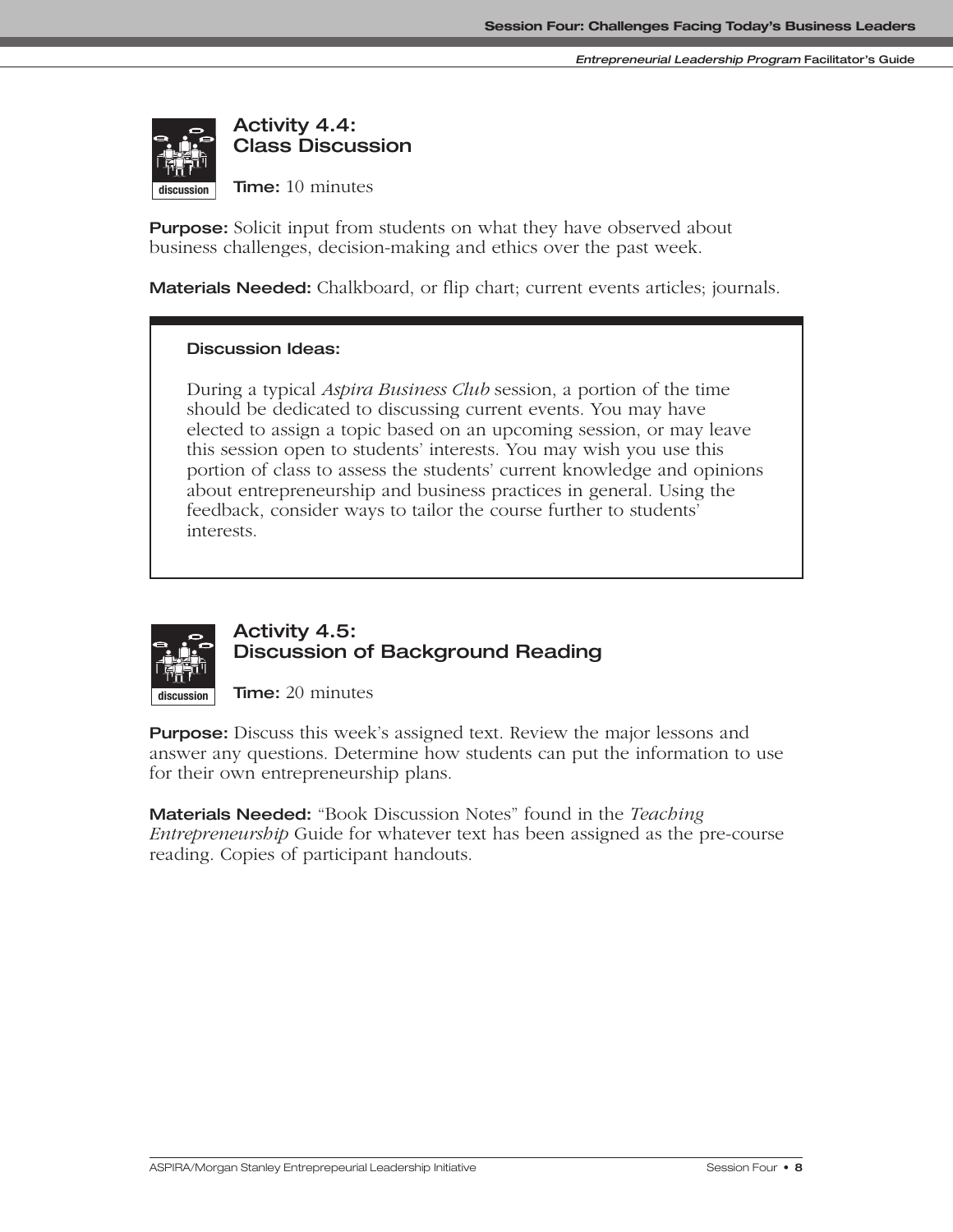## Activity 4.4: Class Discussion

**Time:** 10 minutes

**Purpose:** Solicit input from students on what they have observed about business challenges, decision-making and ethics over the past week.

**Materials Needed:** Chalkboard, or flip chart; current events articles; journals.

> **Discussion Ideas:**
>
> During a typical *Aspira Business Club* session, a portion of the time should be dedicated to discussing current events. You may have elected to assign a topic based on an upcoming session, or may leave this session open to students' interests. You may wish you use this portion of class to assess the students' current knowledge and opinions about entrepreneurship and business practices in general. Using the feedback, consider ways to tailor the course further to students' interests.

## Activity 4.5: Discussion of Background Reading

**Time:** 20 minutes

**Purpose:** Discuss this week's assigned text. Review the major lessons and answer any questions. Determine how students can put the information to use for their own entrepreneurship plans.

**Materials Needed:** "Book Discussion Notes" found in the *Teaching Entrepreneurship* Guide for whatever text has been assigned as the pre-course reading. Copies of participant handouts.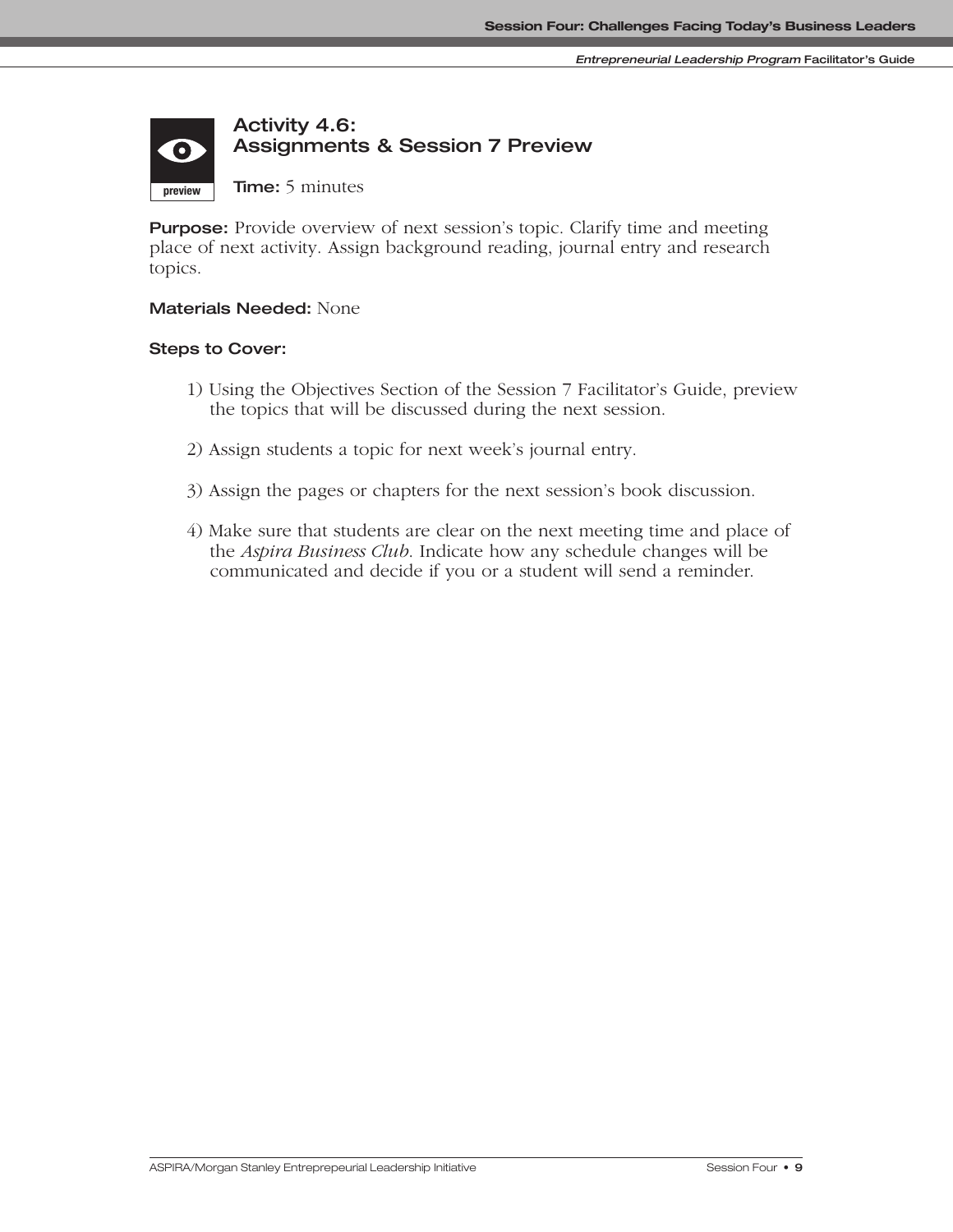## Activity 4.6: Assignments & Session 7 Preview

**Time:** 5 minutes

**Purpose:** Provide overview of next session's topic. Clarify time and meeting place of next activity. Assign background reading, journal entry and research topics.

**Materials Needed:** None

**Steps to Cover:**

1) Using the Objectives Section of the Session 7 Facilitator's Guide, preview the topics that will be discussed during the next session.

2) Assign students a topic for next week's journal entry.

3) Assign the pages or chapters for the next session's book discussion.

4) Make sure that students are clear on the next meeting time and place of the *Aspira Business Club*. Indicate how any schedule changes will be communicated and decide if you or a student will send a reminder.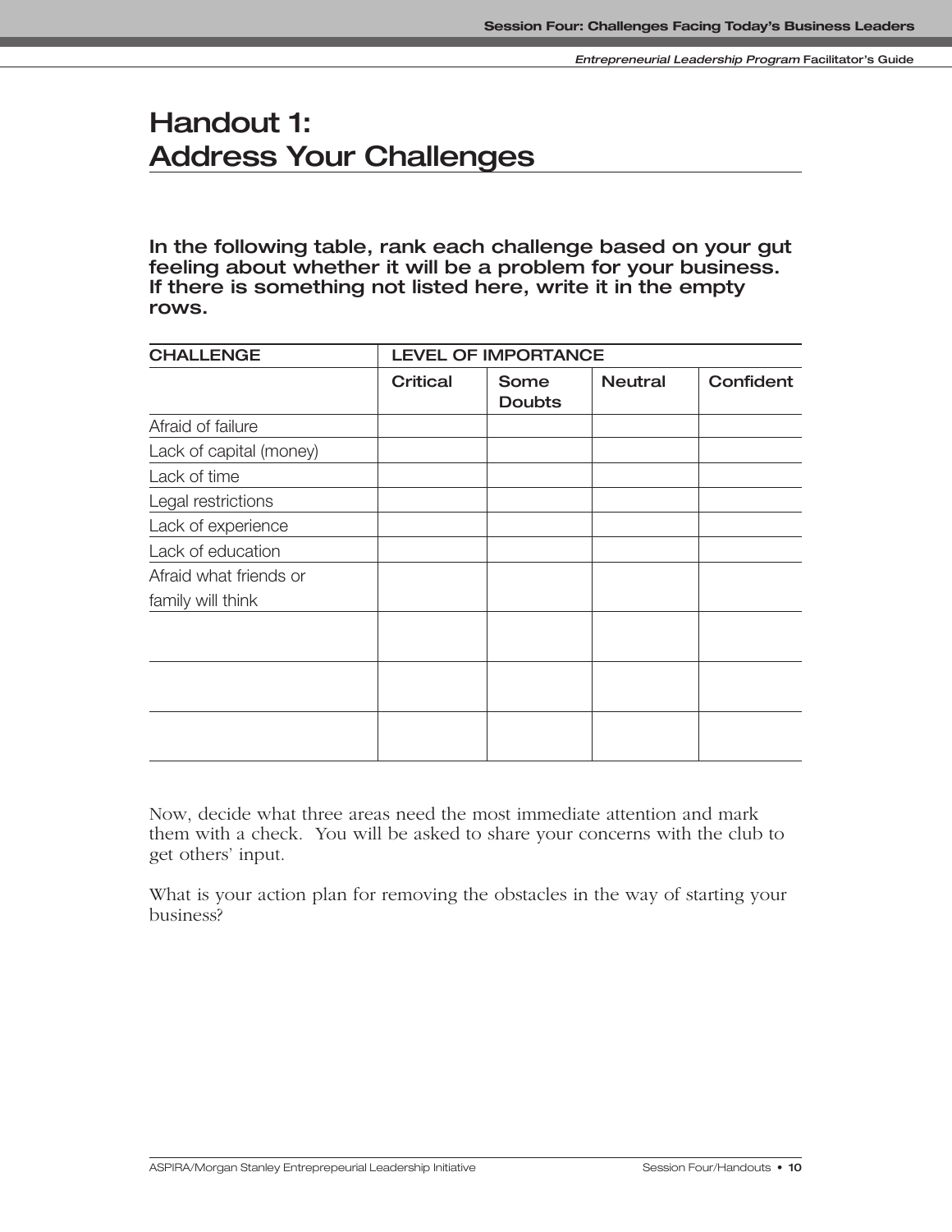# Handout 1: Address Your Challenges

**In the following table, rank each challenge based on your gut feeling about whether it will be a problem for your business. If there is something not listed here, write it in the empty rows.**

| CHALLENGE | LEVEL OF IMPORTANCE | | | |
|---|---|---|---|---|
| | **Critical** | **Some Doubts** | **Neutral** | **Confident** |
| Afraid of failure | | | | |
| Lack of capital (money) | | | | |
| Lack of time | | | | |
| Legal restrictions | | | | |
| Lack of experience | | | | |
| Lack of education | | | | |
| Afraid what friends or family will think | | | | |
| | | | | |
| | | | | |
| | | | | |

Now, decide what three areas need the most immediate attention and mark them with a check. You will be asked to share your concerns with the club to get others' input.

What is your action plan for removing the obstacles in the way of starting your business?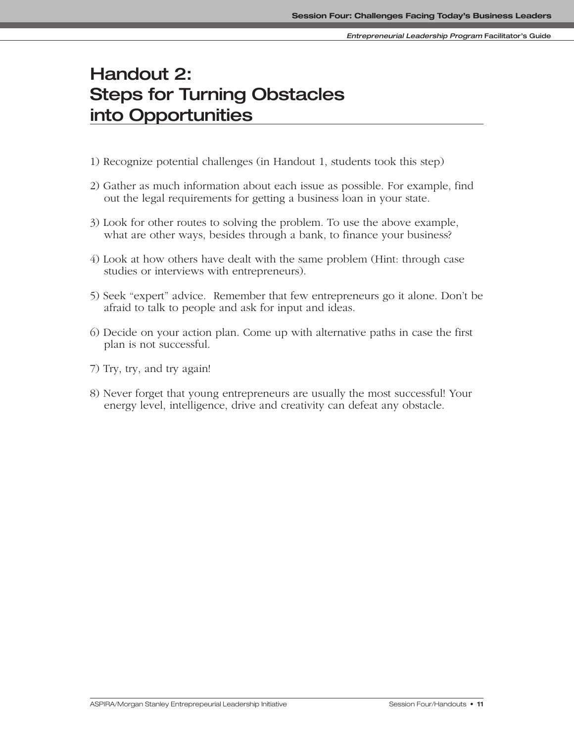# Handout 2: Steps for Turning Obstacles into Opportunities

1) Recognize potential challenges (in Handout 1, students took this step)

2) Gather as much information about each issue as possible. For example, find out the legal requirements for getting a business loan in your state.

3) Look for other routes to solving the problem. To use the above example, what are other ways, besides through a bank, to finance your business?

4) Look at how others have dealt with the same problem (Hint: through case studies or interviews with entrepreneurs).

5) Seek "expert" advice. Remember that few entrepreneurs go it alone. Don't be afraid to talk to people and ask for input and ideas.

6) Decide on your action plan. Come up with alternative paths in case the first plan is not successful.

7) Try, try, and try again!

8) Never forget that young entrepreneurs are usually the most successful! Your energy level, intelligence, drive and creativity can defeat any obstacle.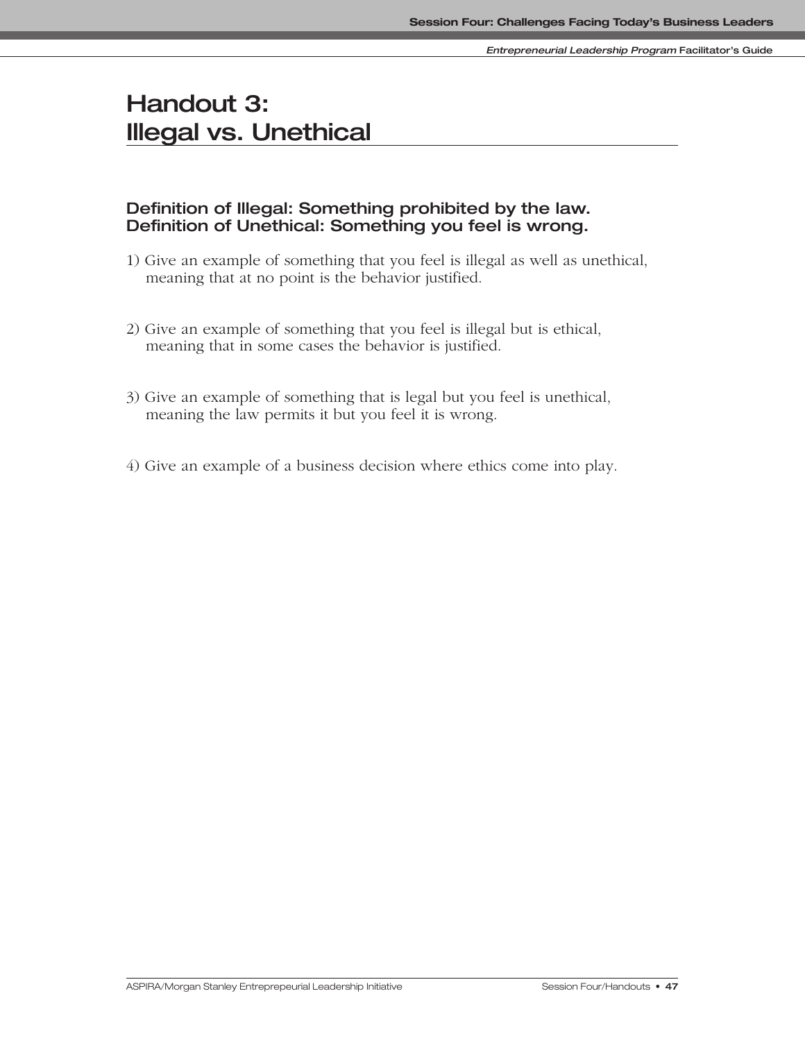# Handout 3: Illegal vs. Unethical

### Definition of Illegal: Something prohibited by the law.
### Definition of Unethical: Something you feel is wrong.

1) Give an example of something that you feel is illegal as well as unethical, meaning that at no point is the behavior justified.

2) Give an example of something that you feel is illegal but is ethical, meaning that in some cases the behavior is justified.

3) Give an example of something that is legal but you feel is unethical, meaning the law permits it but you feel it is wrong.

4) Give an example of a business decision where ethics come into play.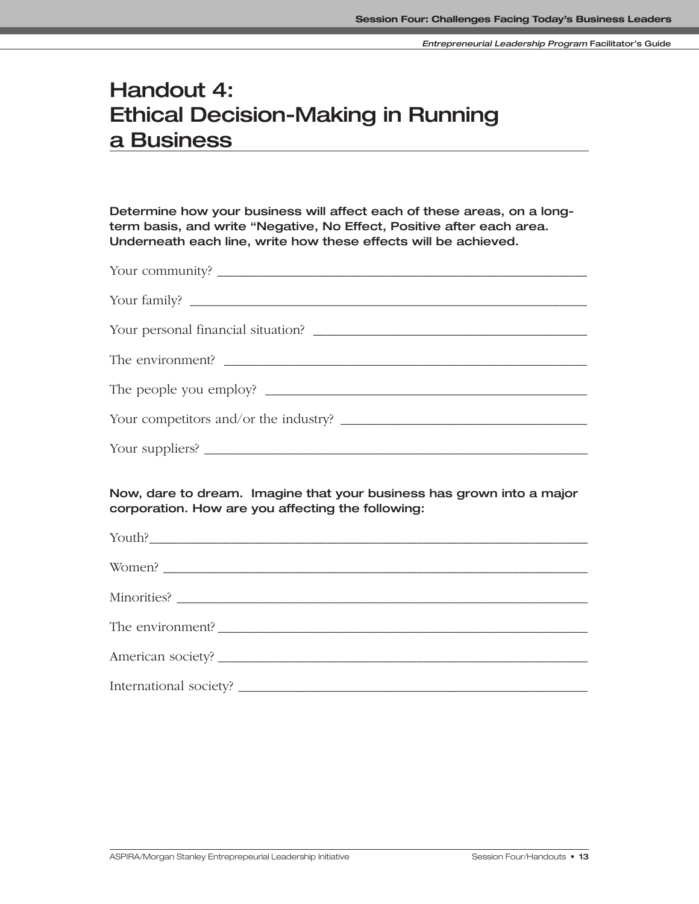# Handout 4: Ethical Decision-Making in Running a Business

**Determine how your business will affect each of these areas, on a long-term basis, and write "Negative, No Effect, Positive after each area. Underneath each line, write how these effects will be achieved.**

Your community? ____________________________________________

Your family? ____________________________________________

Your personal financial situation? ____________________________________________

The environment? ____________________________________________

The people you employ? ____________________________________________

Your competitors and/or the industry? ____________________________________________

Your suppliers? ____________________________________________

**Now, dare to dream. Imagine that your business has grown into a major corporation. How are you affecting the following:**

Youth?____________________________________________

Women? ____________________________________________

Minorities? ____________________________________________

The environment? ____________________________________________

American society? ____________________________________________

International society? ____________________________________________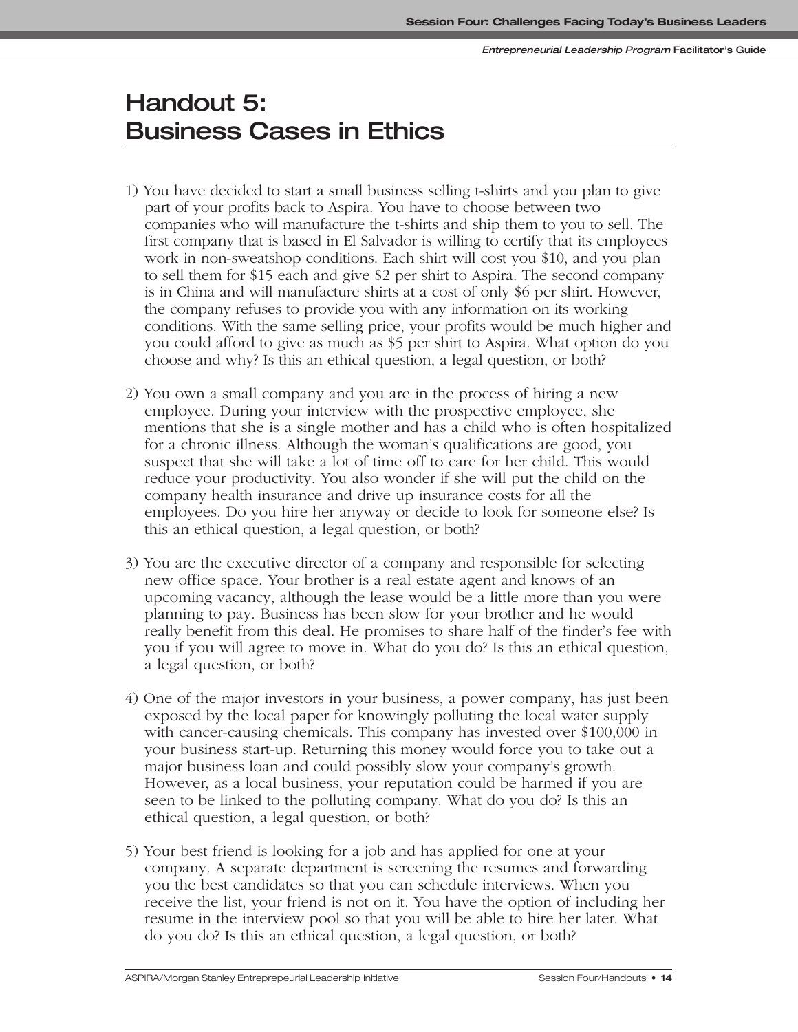# Handout 5: Business Cases in Ethics

1) You have decided to start a small business selling t-shirts and you plan to give part of your profits back to Aspira. You have to choose between two companies who will manufacture the t-shirts and ship them to you to sell. The first company that is based in El Salvador is willing to certify that its employees work in non-sweatshop conditions. Each shirt will cost you $10, and you plan to sell them for $15 each and give $2 per shirt to Aspira. The second company is in China and will manufacture shirts at a cost of only $6 per shirt. However, the company refuses to provide you with any information on its working conditions. With the same selling price, your profits would be much higher and you could afford to give as much as $5 per shirt to Aspira. What option do you choose and why? Is this an ethical question, a legal question, or both?

2) You own a small company and you are in the process of hiring a new employee. During your interview with the prospective employee, she mentions that she is a single mother and has a child who is often hospitalized for a chronic illness. Although the woman's qualifications are good, you suspect that she will take a lot of time off to care for her child. This would reduce your productivity. You also wonder if she will put the child on the company health insurance and drive up insurance costs for all the employees. Do you hire her anyway or decide to look for someone else? Is this an ethical question, a legal question, or both?

3) You are the executive director of a company and responsible for selecting new office space. Your brother is a real estate agent and knows of an upcoming vacancy, although the lease would be a little more than you were planning to pay. Business has been slow for your brother and he would really benefit from this deal. He promises to share half of the finder's fee with you if you will agree to move in. What do you do? Is this an ethical question, a legal question, or both?

4) One of the major investors in your business, a power company, has just been exposed by the local paper for knowingly polluting the local water supply with cancer-causing chemicals. This company has invested over $100,000 in your business start-up. Returning this money would force you to take out a major business loan and could possibly slow your company's growth. However, as a local business, your reputation could be harmed if you are seen to be linked to the polluting company. What do you do? Is this an ethical question, a legal question, or both?

5) Your best friend is looking for a job and has applied for one at your company. A separate department is screening the resumes and forwarding you the best candidates so that you can schedule interviews. When you receive the list, your friend is not on it. You have the option of including her resume in the interview pool so that you will be able to hire her later. What do you do? Is this an ethical question, a legal question, or both?